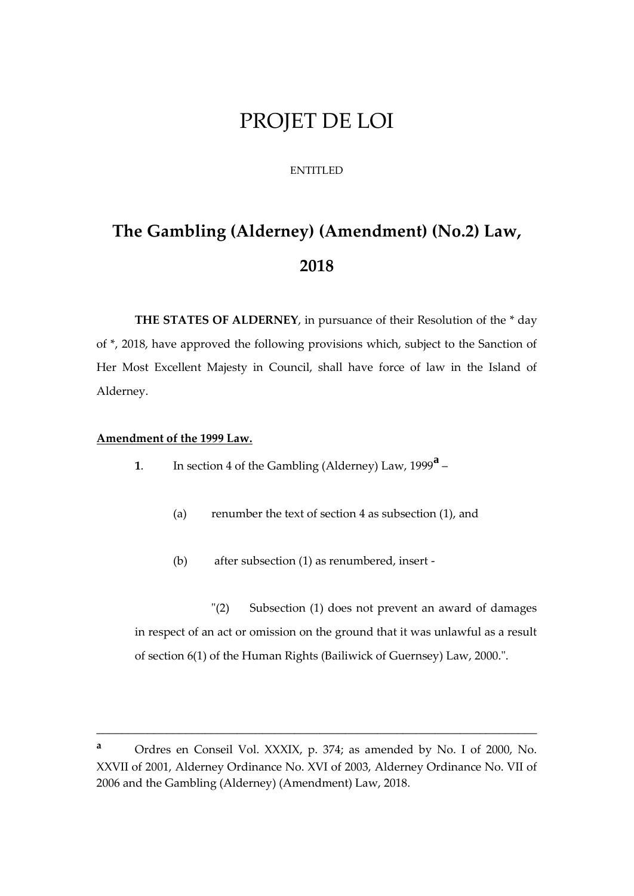# PROJET DE LOI

ENTITLED

## The Gambling (Alderney) (Amendment) (No.2) Law, 2018

**THE STATES OF ALDERNEY**, in pursuance of their Resolution of the * day of *, 2018, have approved the following provisions which, subject to the Sanction of Her Most Excellent Majesty in Council, shall have force of law in the Island of Alderney.

**Amendment of the 1999 Law.**

**1**. In section 4 of the Gambling (Alderney) Law, 1999[a] –

(a) renumber the text of section 4 as subsection (1), and

(b) after subsection (1) as renumbered, insert -

"(2) Subsection (1) does not prevent an award of damages in respect of an act or omission on the ground that it was unlawful as a result of section 6(1) of the Human Rights (Bailiwick of Guernsey) Law, 2000.".

---

[a] Ordres en Conseil Vol. XXXIX, p. 374; as amended by No. I of 2000, No. XXVII of 2001, Alderney Ordinance No. XVI of 2003, Alderney Ordinance No. VII of 2006 and the Gambling (Alderney) (Amendment) Law, 2018.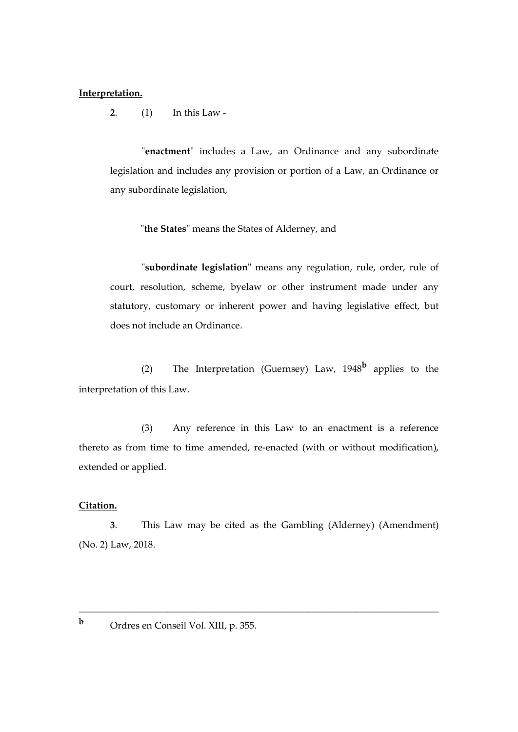**Interpretation.**

**2**. (1) In this Law -

"**enactment**" includes a Law, an Ordinance and any subordinate legislation and includes any provision or portion of a Law, an Ordinance or any subordinate legislation,

"**the States**" means the States of Alderney, and

"**subordinate legislation**" means any regulation, rule, order, rule of court, resolution, scheme, byelaw or other instrument made under any statutory, customary or inherent power and having legislative effect, but does not include an Ordinance.

(2) The Interpretation (Guernsey) Law, 1948[b] applies to the interpretation of this Law.

(3) Any reference in this Law to an enactment is a reference thereto as from time to time amended, re-enacted (with or without modification), extended or applied.

**Citation.**

**3**. This Law may be cited as the Gambling (Alderney) (Amendment) (No. 2) Law, 2018.

---

[b] Ordres en Conseil Vol. XIII, p. 355.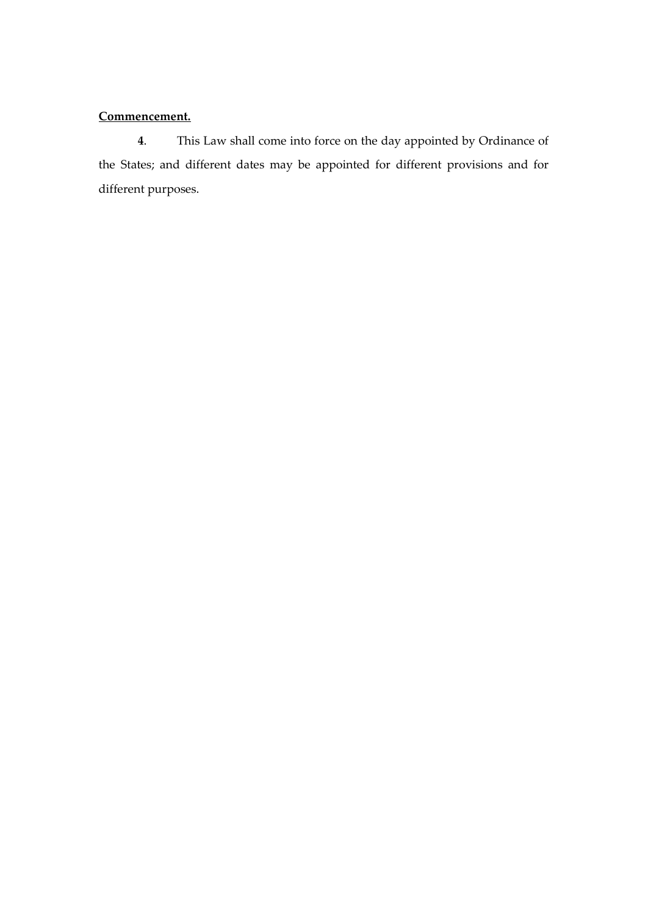**Commencement.**

**4**. This Law shall come into force on the day appointed by Ordinance of the States; and different dates may be appointed for different provisions and for different purposes.